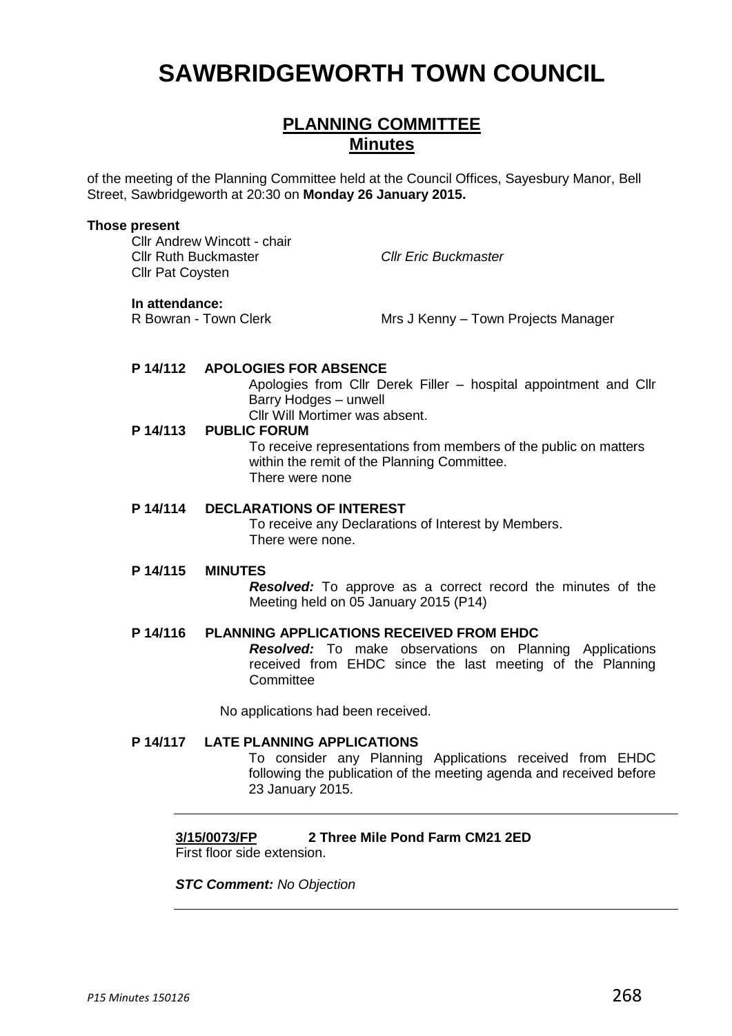# SAWBRIDGEWORTH TOWN COUNCIL

## PLANNING COMMITTEE
## Minutes

of the meeting of the Planning Committee held at the Council Offices, Sayesbury Manor, Bell Street, Sawbridgeworth at 20:30 on **Monday 26 January 2015.**

**Those present**

Cllr Andrew Wincott - chair
Cllr Ruth Buckmaster
*Cllr Eric Buckmaster*
Cllr Pat Coysten

**In attendance:**

R Bowran - Town Clerk
Mrs J Kenny – Town Projects Manager

**P 14/112 APOLOGIES FOR ABSENCE**

Apologies from Cllr Derek Filler – hospital appointment and Cllr Barry Hodges – unwell
Cllr Will Mortimer was absent.

**P 14/113 PUBLIC FORUM**

To receive representations from members of the public on matters within the remit of the Planning Committee.
There were none

**P 14/114 DECLARATIONS OF INTEREST**

To receive any Declarations of Interest by Members.
There were none.

**P 14/115 MINUTES**

***Resolved:*** To approve as a correct record the minutes of the Meeting held on 05 January 2015 (P14)

**P 14/116 PLANNING APPLICATIONS RECEIVED FROM EHDC**

***Resolved:*** To make observations on Planning Applications received from EHDC since the last meeting of the Planning Committee

No applications had been received.

**P 14/117 LATE PLANNING APPLICATIONS**

To consider any Planning Applications received from EHDC following the publication of the meeting agenda and received before 23 January 2015.

---

**3/15/0073/FP** **2 Three Mile Pond Farm CM21 2ED**
First floor side extension.

***STC Comment:*** *No Objection*

---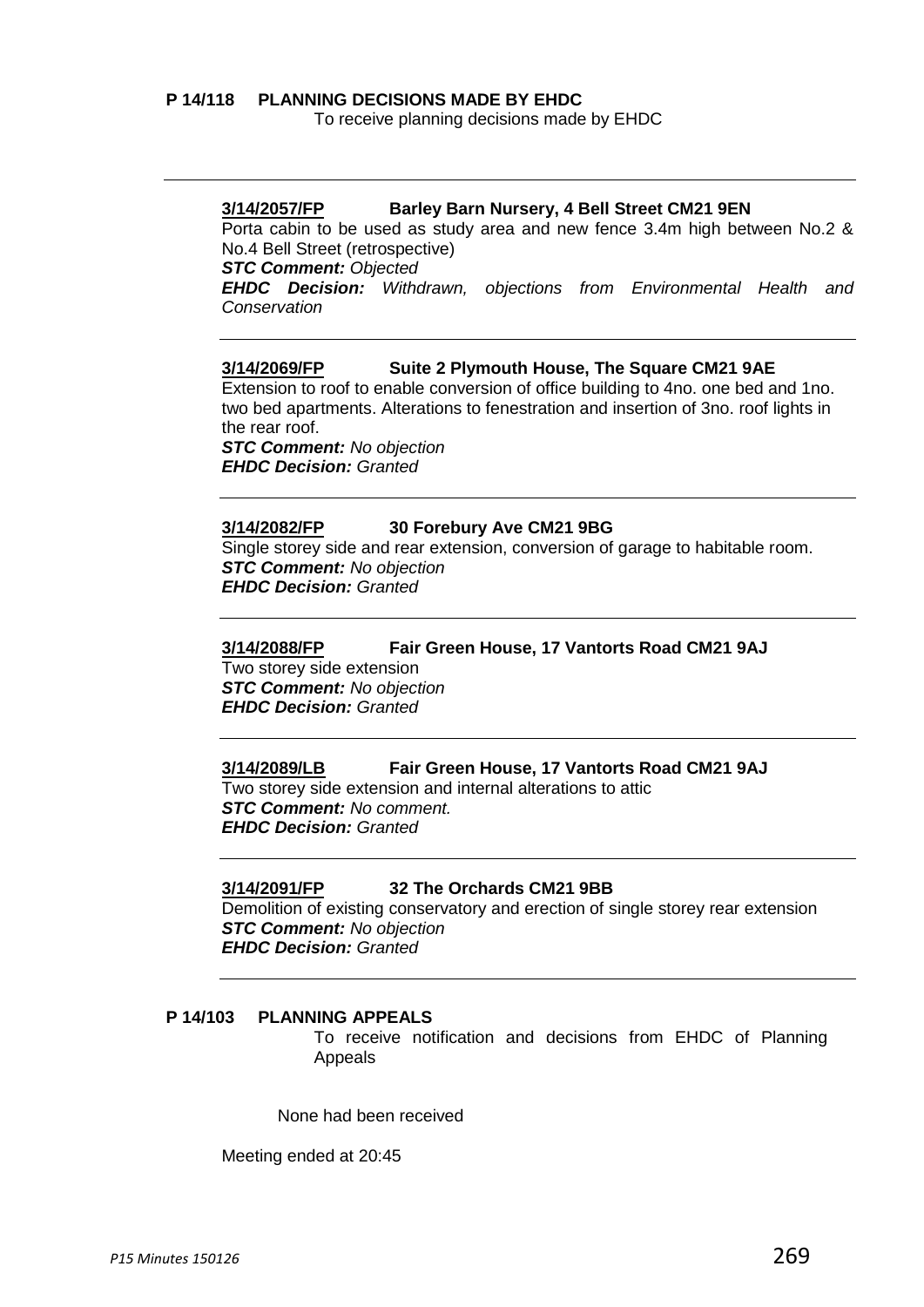**P 14/118 PLANNING DECISIONS MADE BY EHDC**

To receive planning decisions made by EHDC

---

**3/14/2057/FP Barley Barn Nursery, 4 Bell Street CM21 9EN**

Porta cabin to be used as study area and new fence 3.4m high between No.2 & No.4 Bell Street (retrospective)

***STC Comment:*** *Objected*

***EHDC Decision:*** *Withdrawn, objections from Environmental Health and Conservation*

---

**3/14/2069/FP Suite 2 Plymouth House, The Square CM21 9AE**

Extension to roof to enable conversion of office building to 4no. one bed and 1no. two bed apartments. Alterations to fenestration and insertion of 3no. roof lights in the rear roof.

***STC Comment:*** *No objection*

***EHDC Decision:*** *Granted*

---

**3/14/2082/FP 30 Forebury Ave CM21 9BG**

Single storey side and rear extension, conversion of garage to habitable room.

***STC Comment:*** *No objection*

***EHDC Decision:*** *Granted*

---

**3/14/2088/FP Fair Green House, 17 Vantorts Road CM21 9AJ**

Two storey side extension

***STC Comment:*** *No objection*

***EHDC Decision:*** *Granted*

---

**3/14/2089/LB Fair Green House, 17 Vantorts Road CM21 9AJ**

Two storey side extension and internal alterations to attic

***STC Comment:*** *No comment.*

***EHDC Decision:*** *Granted*

---

**3/14/2091/FP 32 The Orchards CM21 9BB**

Demolition of existing conservatory and erection of single storey rear extension

***STC Comment:*** *No objection*

***EHDC Decision:*** *Granted*

---

**P 14/103 PLANNING APPEALS**

To receive notification and decisions from EHDC of Planning Appeals

None had been received

Meeting ended at 20:45